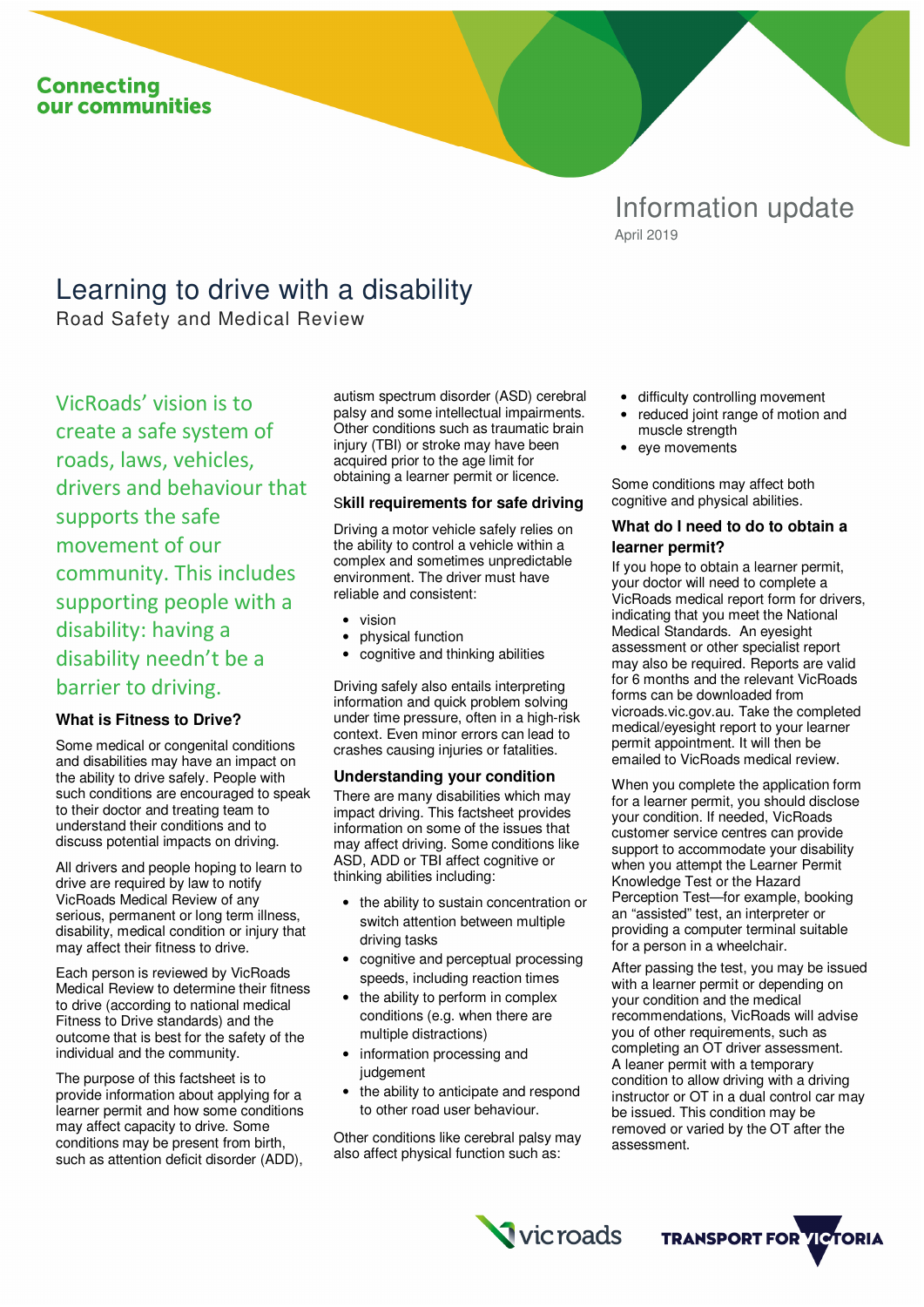Connecting our communities

Information update

April 2019

# Learning to drive with a disability

Road Safety and Medical Review

VicRoads' vision is to create a safe system of roads, laws, vehicles, drivers and behaviour that supports the safe movement of our community. This includes supporting people with a disability: having a disability needn't be a barrier to driving.

### What is Fitness to Drive?

Some medical or congenital conditions and disabilities may have an impact on the ability to drive safely. People with such conditions are encouraged to speak to their doctor and treating team to understand their conditions and to discuss potential impacts on driving.

All drivers and people hoping to learn to drive are required by law to notify VicRoads Medical Review of any serious, permanent or long term illness, disability, medical condition or injury that may affect their fitness to drive.

Each person is reviewed by VicRoads Medical Review to determine their fitness to drive (according to national medical Fitness to Drive standards) and the outcome that is best for the safety of the individual and the community.

The purpose of this factsheet is to provide information about applying for a learner permit and how some conditions may affect capacity to drive. Some conditions may be present from birth, such as attention deficit disorder (ADD), autism spectrum disorder (ASD) cerebral palsy and some intellectual impairments. Other conditions such as traumatic brain injury (TBI) or stroke may have been acquired prior to the age limit for obtaining a learner permit or licence.

### Skill requirements for safe driving

Driving a motor vehicle safely relies on the ability to control a vehicle within a complex and sometimes unpredictable environment. The driver must have reliable and consistent:

- vision
- physical function
- cognitive and thinking abilities

Driving safely also entails interpreting information and quick problem solving under time pressure, often in a high-risk context. Even minor errors can lead to crashes causing injuries or fatalities.

### Understanding your condition

There are many disabilities which may impact driving. This factsheet provides information on some of the issues that may affect driving. Some conditions like ASD, ADD or TBI affect cognitive or thinking abilities including:

- the ability to sustain concentration or switch attention between multiple driving tasks
- cognitive and perceptual processing speeds, including reaction times
- the ability to perform in complex conditions (e.g. when there are multiple distractions)
- information processing and judgement
- the ability to anticipate and respond to other road user behaviour.

Other conditions like cerebral palsy may also affect physical function such as:

- difficulty controlling movement
- reduced joint range of motion and muscle strength
- eye movements

Some conditions may affect both cognitive and physical abilities.

### What do I need to do to obtain a learner permit?

If you hope to obtain a learner permit, your doctor will need to complete a VicRoads medical report form for drivers, indicating that you meet the National Medical Standards. An eyesight assessment or other specialist report may also be required. Reports are valid for 6 months and the relevant VicRoads forms can be downloaded from vicroads.vic.gov.au. Take the completed medical/eyesight report to your learner permit appointment. It will then be emailed to VicRoads medical review.

When you complete the application form for a learner permit, you should disclose your condition. If needed, VicRoads customer service centres can provide support to accommodate your disability when you attempt the Learner Permit Knowledge Test or the Hazard Perception Test—for example, booking an "assisted" test, an interpreter or providing a computer terminal suitable for a person in a wheelchair.

After passing the test, you may be issued with a learner permit or depending on your condition and the medical recommendations, VicRoads will advise you of other requirements, such as completing an OT driver assessment. A leaner permit with a temporary condition to allow driving with a driving instructor or OT in a dual control car may be issued. This condition may be removed or varied by the OT after the assessment.

vicroads TRANSPORT FOR VICTORIA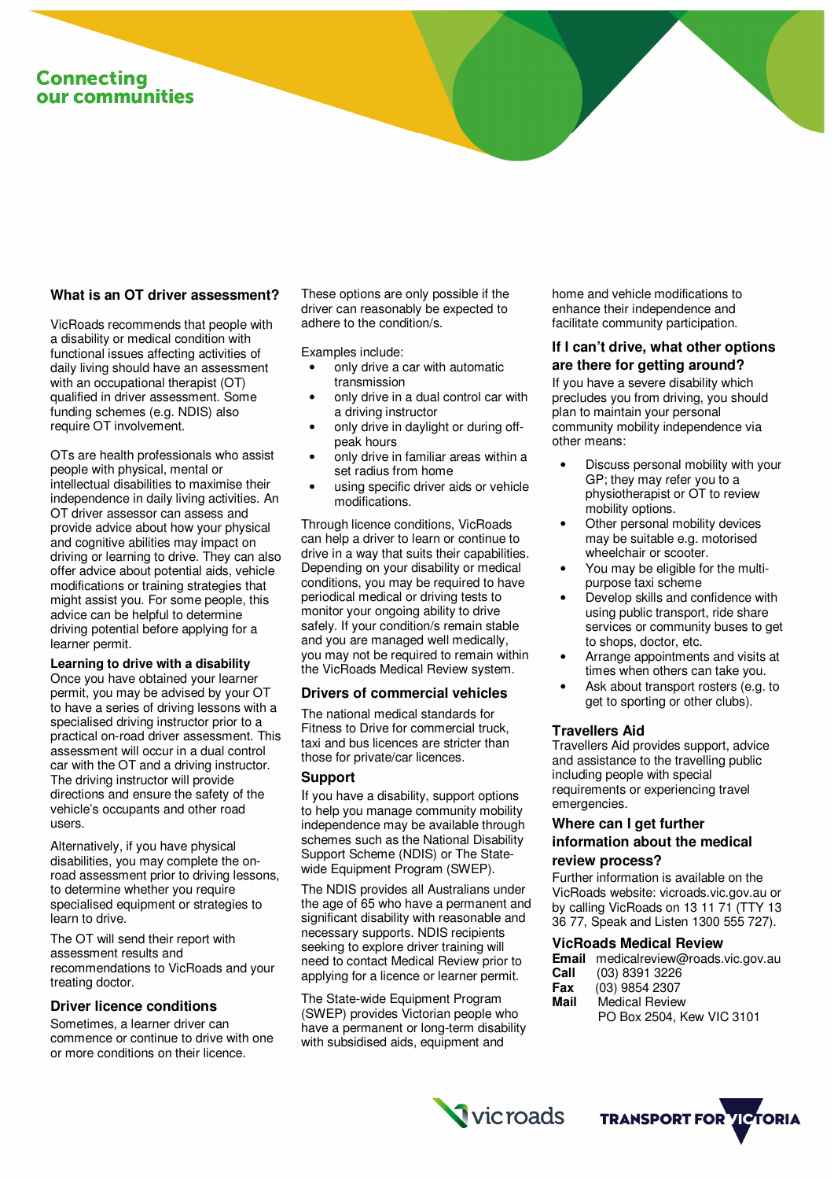Connecting our communities

## What is an OT driver assessment?

VicRoads recommends that people with a disability or medical condition with functional issues affecting activities of daily living should have an assessment with an occupational therapist (OT) qualified in driver assessment. Some funding schemes (e.g. NDIS) also require OT involvement.

OTs are health professionals who assist people with physical, mental or intellectual disabilities to maximise their independence in daily living activities. An OT driver assessor can assess and provide advice about how your physical and cognitive abilities may impact on driving or learning to drive. They can also offer advice about potential aids, vehicle modifications or training strategies that might assist you. For some people, this advice can be helpful to determine driving potential before applying for a learner permit.

### Learning to drive with a disability

Once you have obtained your learner permit, you may be advised by your OT to have a series of driving lessons with a specialised driving instructor prior to a practical on-road driver assessment. This assessment will occur in a dual control car with the OT and a driving instructor. The driving instructor will provide directions and ensure the safety of the vehicle's occupants and other road users.

Alternatively, if you have physical disabilities, you may complete the on-road assessment prior to driving lessons, to determine whether you require specialised equipment or strategies to learn to drive.

The OT will send their report with assessment results and recommendations to VicRoads and your treating doctor.

## Driver licence conditions

Sometimes, a learner driver can commence or continue to drive with one or more conditions on their licence. These options are only possible if the driver can reasonably be expected to adhere to the condition/s.

Examples include:

- only drive a car with automatic transmission
- only drive in a dual control car with a driving instructor
- only drive in daylight or during off-peak hours
- only drive in familiar areas within a set radius from home
- using specific driver aids or vehicle modifications.

Through licence conditions, VicRoads can help a driver to learn or continue to drive in a way that suits their capabilities. Depending on your disability or medical conditions, you may be required to have periodical medical or driving tests to monitor your ongoing ability to drive safely. If your condition/s remain stable and you are managed well medically, you may not be required to remain within the VicRoads Medical Review system.

## Drivers of commercial vehicles

The national medical standards for Fitness to Drive for commercial truck, taxi and bus licences are stricter than those for private/car licences.

## Support

If you have a disability, support options to help you manage community mobility independence may be available through schemes such as the National Disability Support Scheme (NDIS) or The State-wide Equipment Program (SWEP).

The NDIS provides all Australians under the age of 65 who have a permanent and significant disability with reasonable and necessary supports. NDIS recipients seeking to explore driver training will need to contact Medical Review prior to applying for a licence or learner permit.

The State-wide Equipment Program (SWEP) provides Victorian people who have a permanent or long-term disability with subsidised aids, equipment and home and vehicle modifications to enhance their independence and facilitate community participation.

## If I can't drive, what other options are there for getting around?

If you have a severe disability which precludes you from driving, you should plan to maintain your personal community mobility independence via other means:

- Discuss personal mobility with your GP; they may refer you to a physiotherapist or OT to review mobility options.
- Other personal mobility devices may be suitable e.g. motorised wheelchair or scooter.
- You may be eligible for the multi-purpose taxi scheme
- Develop skills and confidence with using public transport, ride share services or community buses to get to shops, doctor, etc.
- Arrange appointments and visits at times when others can take you.
- Ask about transport rosters (e.g. to get to sporting or other clubs).

## Travellers Aid

Travellers Aid provides support, advice and assistance to the travelling public including people with special requirements or experiencing travel emergencies.

## Where can I get further information about the medical review process?

Further information is available on the VicRoads website: vicroads.vic.gov.au or by calling VicRoads on 13 11 71 (TTY 13 36 77, Speak and Listen 1300 555 727).

## VicRoads Medical Review

**Email** medicalreview@roads.vic.gov.au
**Call** (03) 8391 3226
**Fax** (03) 9854 2307
**Mail** Medical Review
PO Box 2504, Kew VIC 3101

vicroads TRANSPORT FOR VICTORIA